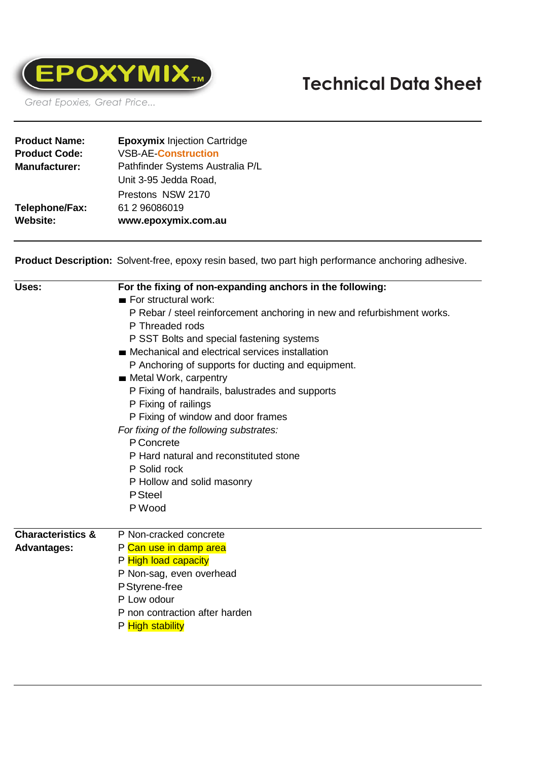EPOXYMIX™

*Great Epoxies, Great Price...*

# Technical Data Sheet

| | |
|---|---|
| **Product Name:** | **Epoxymix** Injection Cartridge |
| **Product Code:** | VSB-AE-**Construction** |
| **Manufacturer:** | Pathfinder Systems Australia P/L<br>Unit 3-95 Jedda Road,<br>Prestons NSW 2170 |
| **Telephone/Fax:** | 61 2 96086019 |
| **Website:** | **www.epoxymix.com.au** |

**Product Description:** Solvent-free, epoxy resin based, two part high performance anchoring adhesive.

**Uses:**

**For the fixing of non-expanding anchors in the following:**

- For structural work:
  - Rebar / steel reinforcement anchoring in new and refurbishment works.
  - Threaded rods
  - SST Bolts and special fastening systems
- Mechanical and electrical services installation
  - Anchoring of supports for ducting and equipment.
- Metal Work, carpentry
  - Fixing of handrails, balustrades and supports
  - Fixing of railings
  - Fixing of window and door frames

*For fixing of the following substrates:*

- Concrete
- Hard natural and reconstituted stone
- Solid rock
- Hollow and solid masonry
- Steel
- Wood

**Characteristics & Advantages:**

- Non-cracked concrete
- Can use in damp area
- High load capacity
- Non-sag, even overhead
- Styrene-free
- Low odour
- non contraction after harden
- High stability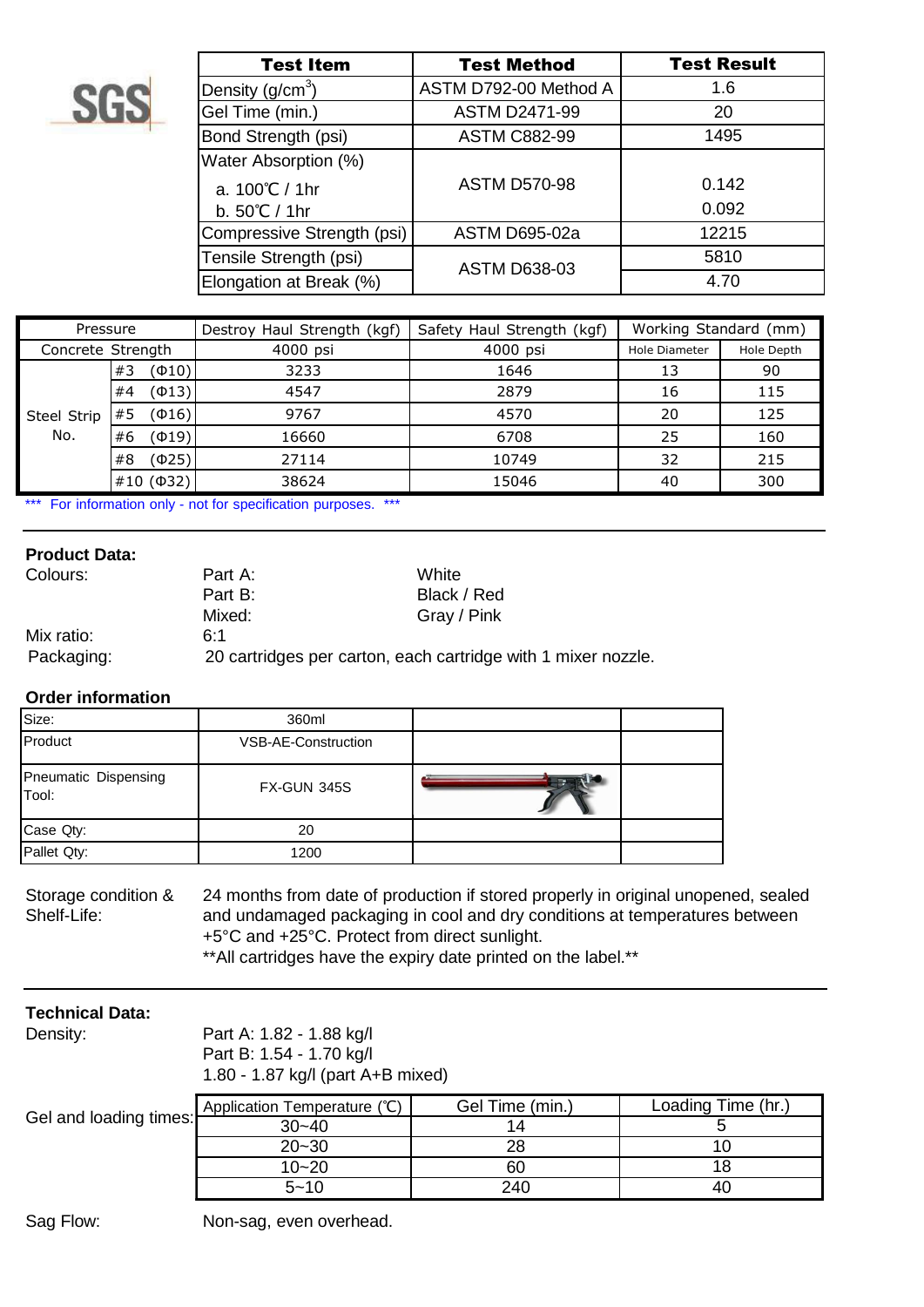SGS

| Test Item | Test Method | Test Result |
|---|---|---|
| Density ($g/cm^3$) | ASTM D792-00 Method A | 1.6 |
| Gel Time (min.) | ASTM D2471-99 | 20 |
| Bond Strength (psi) | ASTM C882-99 | 1495 |
| Water Absorption (%) a. 100℃ / 1hr | ASTM D570-98 | 0.142 |
| b. 50℃ / 1hr | | 0.092 |
| Compressive Strength (psi) | ASTM D695-02a | 12215 |
| Tensile Strength (psi) | ASTM D638-03 | 5810 |
| Elongation at Break (%) | | 4.70 |

| Pressure | | Destroy Haul Strength (kgf) | Safety Haul Strength (kgf) | Working Standard (mm) | |
|---|---|---|---|---|---|
| Concrete Strength | | 4000 psi | 4000 psi | Hole Diameter | Hole Depth |
| Steel Strip No. | #3 (Φ10) | 3233 | 1646 | 13 | 90 |
| | #4 (Φ13) | 4547 | 2879 | 16 | 115 |
| | #5 (Φ16) | 9767 | 4570 | 20 | 125 |
| | #6 (Φ19) | 16660 | 6708 | 25 | 160 |
| | #8 (Φ25) | 27114 | 10749 | 32 | 215 |
| | #10 (Φ32) | 38624 | 15046 | 40 | 300 |

*** For information only - not for specification purposes. ***

**Product Data:**

Colours: Part A: White
Part B: Black / Red
Mixed: Gray / Pink

Mix ratio: 6:1

Packaging: 20 cartridges per carton, each cartridge with 1 mixer nozzle.

**Order information**

| Size: | 360ml | | |
|---|---|---|---|
| Product | VSB-AE-Construction | | |
| Pneumatic Dispensing Tool: | FX-GUN 345S | | |
| Case Qty: | 20 | | |
| Pallet Qty: | 1200 | | |

Storage condition & Shelf-Life: 24 months from date of production if stored properly in original unopened, sealed and undamaged packaging in cool and dry conditions at temperatures between +5°C and +25°C. Protect from direct sunlight.
**All cartridges have the expiry date printed on the label.**

**Technical Data:**

Density: Part A: 1.82 - 1.88 kg/l
Part B: 1.54 - 1.70 kg/l
1.80 - 1.87 kg/l (part A+B mixed)

Gel and loading times:

| Application Temperature (℃) | Gel Time (min.) | Loading Time (hr.) |
|---|---|---|
| 30~40 | 14 | 5 |
| 20~30 | 28 | 10 |
| 10~20 | 60 | 18 |
| 5~10 | 240 | 40 |

Sag Flow: Non-sag, even overhead.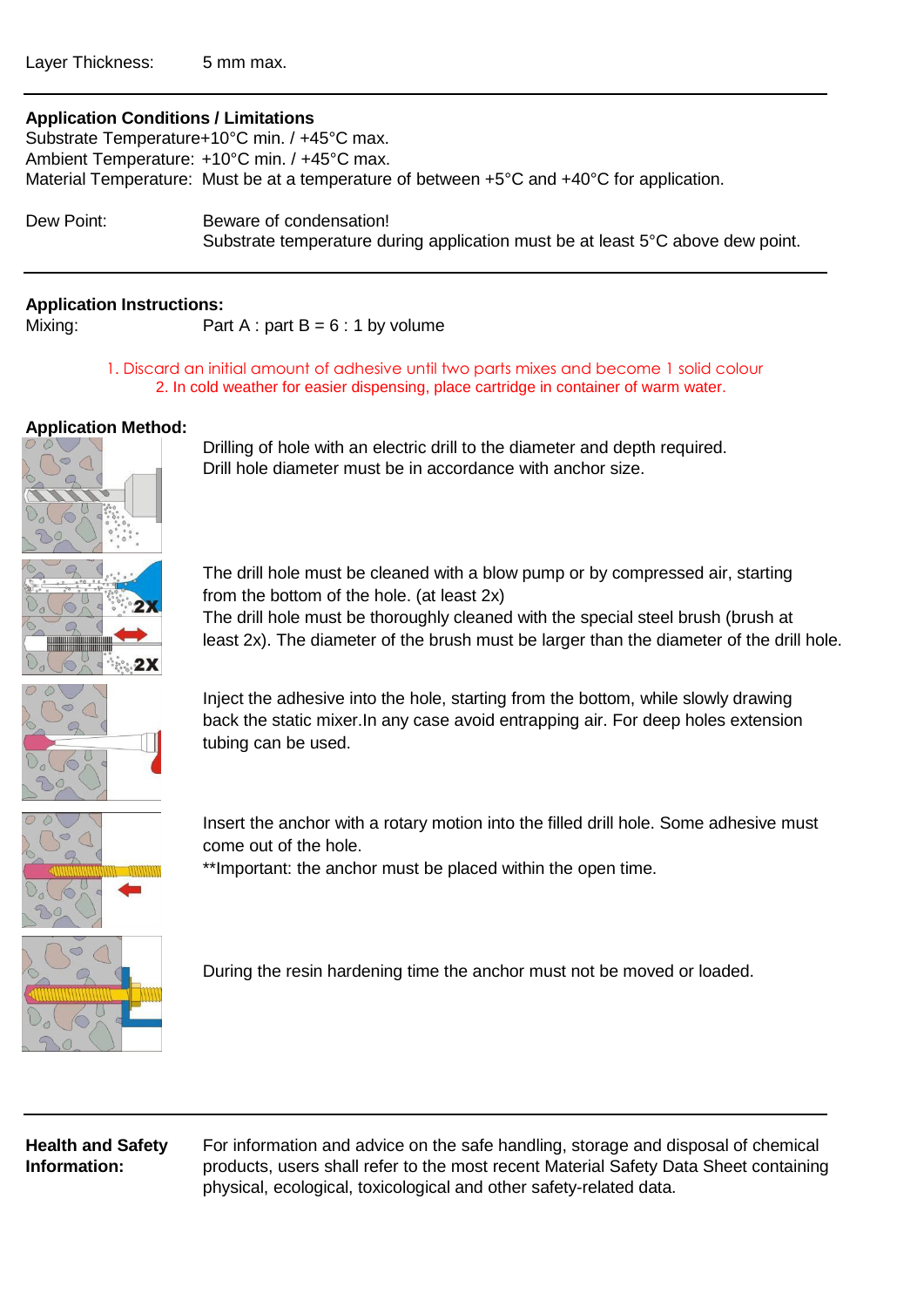Layer Thickness: 5 mm max.

---

**Application Conditions / Limitations**

Substrate Temperature+10°C min. / +45°C max.

Ambient Temperature: +10°C min. / +45°C max.

Material Temperature: Must be at a temperature of between +5°C and +40°C for application.

Dew Point: Beware of condensation!
Substrate temperature during application must be at least 5°C above dew point.

---

**Application Instructions:**

Mixing: Part A : part B = 6 : 1 by volume

1. Discard an initial amount of adhesive until two parts mixes and become 1 solid colour
2. In cold weather for easier dispensing, place cartridge in container of warm water.

**Application Method:**

Drilling of hole with an electric drill to the diameter and depth required.
Drill hole diameter must be in accordance with anchor size.

The drill hole must be cleaned with a blow pump or by compressed air, starting from the bottom of the hole. (at least 2x)
The drill hole must be thoroughly cleaned with the special steel brush (brush at least 2x). The diameter of the brush must be larger than the diameter of the drill hole.

Inject the adhesive into the hole, starting from the bottom, while slowly drawing back the static mixer.In any case avoid entrapping air. For deep holes extension tubing can be used.

Insert the anchor with a rotary motion into the filled drill hole. Some adhesive must come out of the hole.
**Important: the anchor must be placed within the open time.

During the resin hardening time the anchor must not be moved or loaded.

---

**Health and Safety Information:** For information and advice on the safe handling, storage and disposal of chemical products, users shall refer to the most recent Material Safety Data Sheet containing physical, ecological, toxicological and other safety-related data.